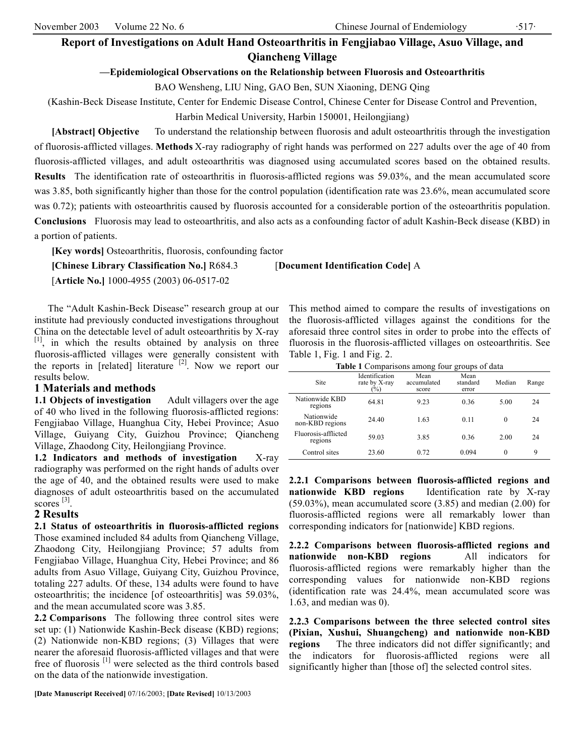# Report of Investigations on Adult Hand Osteoarthritis in Fengjiabao Village, Asuo Village, and Qiancheng Village

## —Epidemiological Observations on the Relationship between Fluorosis and Osteoarthritis

BAO Wensheng, LIU Ning, GAO Ben, SUN Xiaoning, DENG Qing

(Kashin-Beck Disease Institute, Center for Endemic Disease Control, Chinese Center for Disease Control and Prevention, Harbin Medical University, Harbin 150001, Heilongjiang)

**[Abstract] Objective** To understand the relationship between fluorosis and adult osteoarthritis through the investigation of fluorosis-afflicted villages. **Methods** X-ray radiography of right hands was performed on 227 adults over the age of 40 from fluorosis-afflicted villages, and adult osteoarthritis was diagnosed using accumulated scores based on the obtained results. **Results** The identification rate of osteoarthritis in fluorosis-afflicted regions was 59.03%, and the mean accumulated score was 3.85, both significantly higher than those for the control population (identification rate was 23.6%, mean accumulated score was 0.72); patients with osteoarthritis caused by fluorosis accounted for a considerable portion of the osteoarthritis population. **Conclusions** Fluorosis may lead to osteoarthritis, and also acts as a confounding factor of adult Kashin-Beck disease (KBD) in a portion of patients.

**[Key words]** Osteoarthritis, fluorosis, confounding factor

**[Chinese Library Classification No.]** R684.3 [**Document Identification Code]** A

[**Article No.]** 1000-4955 (2003) 06-0517-02

The "Adult Kashin-Beck Disease" research group at our institute had previously conducted investigations throughout China on the detectable level of adult osteoarthritis by X-ray [1], in which the results obtained by analysis on three fluorosis-afflicted villages were generally consistent with the reports in [related] literature [2]. Now we report our results below.

## 1 Materials and methods

**1.1 Objects of investigation** Adult villagers over the age of 40 who lived in the following fluorosis-afflicted regions: Fengjiabao Village, Huanghua City, Hebei Province; Asuo Village, Guiyang City, Guizhou Province; Qiancheng Village, Zhaodong City, Heilongjiang Province.

**1.2 Indicators and methods of investigation** X-ray radiography was performed on the right hands of adults over the age of 40, and the obtained results were used to make diagnoses of adult osteoarthritis based on the accumulated scores [3].

## 2 Results

**2.1 Status of osteoarthritis in fluorosis-afflicted regions** Those examined included 84 adults from Qiancheng Village, Zhaodong City, Heilongjiang Province; 57 adults from Fengjiabao Village, Huanghua City, Hebei Province; and 86 adults from Asuo Village, Guiyang City, Guizhou Province, totaling 227 adults. Of these, 134 adults were found to have osteoarthritis; the incidence [of osteoarthritis] was 59.03%, and the mean accumulated score was 3.85.

**2.2 Comparisons** The following three control sites were set up: (1) Nationwide Kashin-Beck disease (KBD) regions; (2) Nationwide non-KBD regions; (3) Villages that were nearer the aforesaid fluorosis-afflicted villages and that were free of fluorosis [1] were selected as the third controls based on the data of the nationwide investigation.

This method aimed to compare the results of investigations on the fluorosis-afflicted villages against the conditions for the aforesaid three control sites in order to probe into the effects of fluorosis in the fluorosis-afflicted villages on osteoarthritis. See Table 1, Fig. 1 and Fig. 2.

**Table 1** Comparisons among four groups of data

| Site | Identification rate by X-ray (%) | Mean accumulated score | Mean standard error | Median | Range |
|---|---|---|---|---|---|
| Nationwide KBD regions | 64.81 | 9.23 | 0.36 | 5.00 | 24 |
| Nationwide non-KBD regions | 24.40 | 1.63 | 0.11 | 0 | 24 |
| Fluorosis-afflicted regions | 59.03 | 3.85 | 0.36 | 2.00 | 24 |
| Control sites | 23.60 | 0.72 | 0.094 | 0 | 9 |

**2.2.1 Comparisons between fluorosis-afflicted regions and nationwide KBD regions** Identification rate by X-ray (59.03%), mean accumulated score (3.85) and median (2.00) for fluorosis-afflicted regions were all remarkably lower than corresponding indicators for [nationwide] KBD regions.

**2.2.2 Comparisons between fluorosis-afflicted regions and nationwide non-KBD regions** All indicators for fluorosis-afflicted regions were remarkably higher than the corresponding values for nationwide non-KBD regions (identification rate was 24.4%, mean accumulated score was 1.63, and median was 0).

**2.2.3 Comparisons between the three selected control sites (Pixian, Xushui, Shuangcheng) and nationwide non-KBD regions** The three indicators did not differ significantly; and the indicators for fluorosis-afflicted regions were all significantly higher than [those of] the selected control sites.

**[Date Manuscript Received]** 07/16/2003; **[Date Revised]** 10/13/2003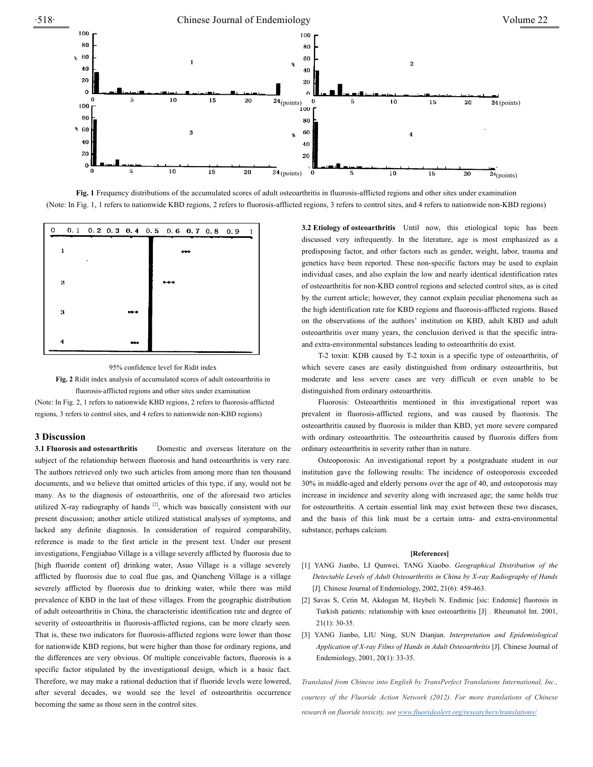100
80
% 60
40
20
0
0 5 10 15 20 24(points)
1

100
80
% 60
40
20
0
0 5 10 15 20 24 (points)
2

100
80
% 60
40
20
0
0 5 10 15 20 24 (points)
3

100
80
% 60
40
20
0 5 10 15 20 24(points)
4

**Fig. 1** Frequency distributions of the accumulated scores of adult osteoarthritis in fluorosis-afflicted regions and other sites under examination
(Note: In Fig. 1, 1 refers to nationwide KBD regions, 2 refers to fluorosis-afflicted regions, 3 refers to control sites, and 4 refers to nationwide non-KBD regions)

0 0.1 0.2 0.3 0.4 0.5 0.6 0.7 0.8 0.9 1
1
2
3
4

95% confidence level for Ridit index

**Fig. 2** Ridit index analysis of accumulated scores of adult osteoarthritis in fluorosis-afflicted regions and other sites under examination
(Note: In Fig. 2, 1 refers to nationwide KBD regions, 2 refers to fluorosis-afflicted regions, 3 refers to control sites, and 4 refers to nationwide non-KBD regions)

## 3 Discussion

**3.1 Fluorosis and osteoarthritis** Domestic and overseas literature on the subject of the relationship between fluorosis and hand osteoarthritis is very rare. The authors retrieved only two such articles from among more than ten thousand documents, and we believe that omitted articles of this type, if any, would not be many. As to the diagnosis of osteoarthritis, one of the aforesaid two articles utilized X-ray radiography of hands [2], which was basically consistent with our present discussion; another article utilized statistical analyses of symptoms, and lacked any definite diagnosis. In consideration of required comparability, reference is made to the first article in the present text. Under our present investigations, Fengjiabao Village is a village severely afflicted by fluorosis due to [high fluoride content of] drinking water, Asuo Village is a village severely afflicted by fluorosis due to coal flue gas, and Qiancheng Village is a village severely afflicted by fluorosis due to drinking water, while there was mild prevalence of KBD in the last of these villages. From the geographic distribution of adult osteoarthritis in China, the characteristic identification rate and degree of severity of osteoarthritis in fluorosis-afflicted regions, can be more clearly seen. That is, these two indicators for fluorosis-afflicted regions were lower than those for nationwide KBD regions, but were higher than those for ordinary regions, and the differences are very obvious. Of multiple conceivable factors, fluorosis is a specific factor stipulated by the investigational design, which is a basic fact. Therefore, we may make a rational deduction that if fluoride levels were lowered, after several decades, we would see the level of osteoarthritis occurrence becoming the same as those seen in the control sites.

**3.2 Etiology of osteoarthritis** Until now, this etiological topic has been discussed very infrequently. In the literature, age is most emphasized as a predisposing factor, and other factors such as gender, weight, labor, trauma and genetics have been reported. These non-specific factors may be used to explain individual cases, and also explain the low and nearly identical identification rates of osteoarthritis for non-KBD control regions and selected control sites, as is cited by the current article; however, they cannot explain peculiar phenomena such as the high identification rate for KBD regions and fluorosis-afflicted regions. Based on the observations of the authors' institution on KBD, adult KBD and adult osteoarthritis over many years, the conclusion derived is that the specific intra- and extra-environmental substances leading to osteoarthritis do exist.

T-2 toxin: KDB caused by T-2 toxin is a specific type of osteoarthritis, of which severe cases are easily distinguished from ordinary osteoarthritis, but moderate and less severe cases are very difficult or even unable to be distinguished from ordinary osteoarthritis.

Fluorosis: Osteoarthritis mentioned in this investigational report was prevalent in fluorosis-afflicted regions, and was caused by fluorosis. The osteoarthritis caused by fluorosis is milder than KBD, yet more severe compared with ordinary osteoarthritis. The osteoarthritis caused by fluorosis differs from ordinary osteoarthritis in severity rather than in nature.

Osteoporosis: An investigational report by a postgraduate student in our institution gave the following results: The incidence of osteoporosis exceeded 30% in middle-aged and elderly persons over the age of 40, and osteoporosis may increase in incidence and severity along with increased age; the same holds true for osteoarthritis. A certain essential link may exist between these two diseases, and the basis of this link must be a certain intra- and extra-environmental substance, perhaps calcium.

**[References]**

[1] YANG Jianbo, LI Qunwei, TANG Xiaobo. *Geographical Distribution of the Detectable Levels of Adult Osteoarthritis in China by X-ray Radiography of Hands* [J]. Chinese Journal of Endemiology, 2002, 21(6): 459-463.

[2] Savas S, Cetin M, Akdogan M, Heybeli N. Endimic [sic: Endemic] fluorosis in Turkish patients: relationship with knee osteoarthritis [J] . Rheumatol Int. 2001, 21(1): 30-35.

[3] YANG Jianbo, LIU Ning, SUN Dianjun. *Interpretation and Epidemiological Application of X-ray Films of Hands in Adult Osteoarthritis* [J]. Chinese Journal of Endemiology, 2001, 20(1): 33-35.

*Translated from Chinese into English by TransPerfect Translations International, Inc., courtesy of the Fluoride Action Network (2012). For more translations of Chinese research on fluoride toxicity, see www.fluoridealert.org/researchers/translations/*